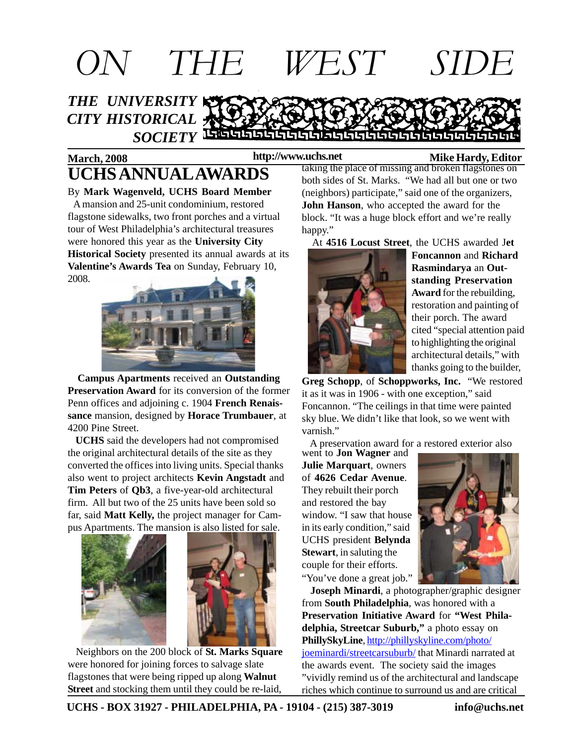# ON THE WEST SIDE

**THE UNIVERSITY CITY HISTORICAL SOCIETY**

**March, 2008** **http://www.uchs.net** **Mike Hardy, Editor**

## UCHS ANNUAL AWARDS

By **Mark Wagenveld, UCHS Board Member**

A mansion and 25-unit condominium, restored flagstone sidewalks, two front porches and a virtual tour of West Philadelphia's architectural treasures were honored this year as the **University City Historical Society** presented its annual awards at its **Valentine's Awards Tea** on Sunday, February 10, 2008.

**Campus Apartments** received an **Outstanding Preservation Award** for its conversion of the former Penn offices and adjoining c. 1904 **French Renaissance** mansion, designed by **Horace Trumbauer**, at 4200 Pine Street.

**UCHS** said the developers had not compromised the original architectural details of the site as they converted the offices into living units. Special thanks also went to project architects **Kevin Angstadt** and **Tim Peters** of **Qb3**, a five-year-old architectural firm. All but two of the 25 units have been sold so far, said **Matt Kelly,** the project manager for Campus Apartments. The mansion is also listed for sale.

Neighbors on the 200 block of **St. Marks Square** were honored for joining forces to salvage slate flagstones that were being ripped up along **Walnut Street** and stocking them until they could be re-laid, taking the place of missing and broken flagstones on both sides of St. Marks. "We had all but one or two (neighbors) participate," said one of the organizers, **John Hanson**, who accepted the award for the block. "It was a huge block effort and we're really happy."

At **4516 Locust Street**, the UCHS awarded **Jet Foncannon** and **Richard Rasmindarya** an **Outstanding Preservation Award** for the rebuilding, restoration and painting of their porch. The award cited "special attention paid to highlighting the original architectural details," with thanks going to the builder, **Greg Schopp**, of **Schoppworks, Inc.** "We restored it as it was in 1906 - with one exception," said Foncannon. "The ceilings in that time were painted sky blue. We didn't like that look, so we went with varnish."

A preservation award for a restored exterior also went to **Jon Wagner** and **Julie Marquart**, owners of **4626 Cedar Avenue**. They rebuilt their porch and restored the bay window. "I saw that house in its early condition," said UCHS president **Belynda Stewart**, in saluting the couple for their efforts. "You've done a great job."

**Joseph Minardi**, a photographer/graphic designer from **South Philadelphia**, was honored with a **Preservation Initiative Award** for **"West Philadelphia, Streetcar Suburb,"** a photo essay on **PhillySkyLine**, http://phillyskyline.com/photo/joeminardi/streetcarsuburb/ that Minardi narrated at the awards event. The society said the images "vividly remind us of the architectural and landscape riches which continue to surround us and are critical

UCHS - BOX 31927 - PHILADELPHIA, PA - 19104 - (215) 387-3019 info@uchs.net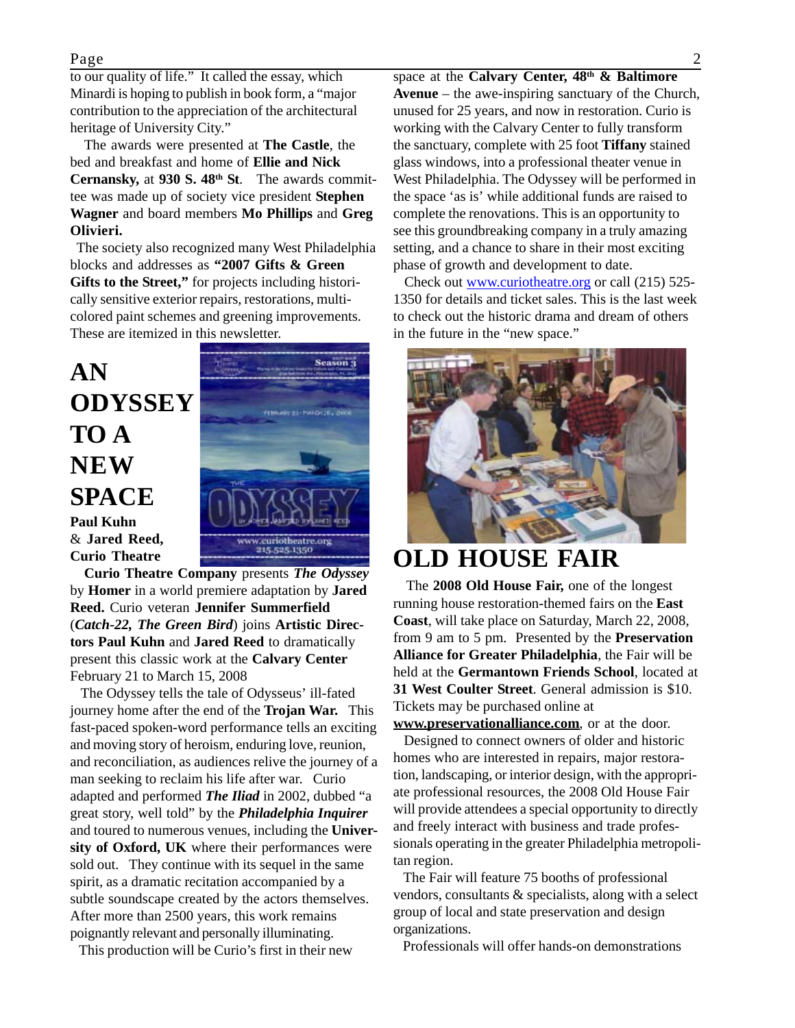to our quality of life." It called the essay, which Minardi is hoping to publish in book form, a "major contribution to the appreciation of the architectural heritage of University City."

The awards were presented at **The Castle**, the bed and breakfast and home of **Ellie and Nick Cernansky,** at **930 S. 48th St**. The awards committee was made up of society vice president **Stephen Wagner** and board members **Mo Phillips** and **Greg Olivieri.**

The society also recognized many West Philadelphia blocks and addresses as **"2007 Gifts & Green Gifts to the Street,"** for projects including historically sensitive exterior repairs, restorations, multi-colored paint schemes and greening improvements. These are itemized in this newsletter.

# AN ODYSSEY TO A NEW SPACE

**Paul Kuhn & Jared Reed, Curio Theatre**

**Curio Theatre Company** presents ***The Odyssey*** by **Homer** in a world premiere adaptation by **Jared Reed.** Curio veteran **Jennifer Summerfield** (***Catch-22, The Green Bird***) joins **Artistic Directors Paul Kuhn** and **Jared Reed** to dramatically present this classic work at the **Calvary Center** February 21 to March 15, 2008

The Odyssey tells the tale of Odysseus' ill-fated journey home after the end of the **Trojan War.** This fast-paced spoken-word performance tells an exciting and moving story of heroism, enduring love, reunion, and reconciliation, as audiences relive the journey of a man seeking to reclaim his life after war. Curio adapted and performed ***The Iliad*** in 2002, dubbed "a great story, well told" by the ***Philadelphia Inquirer*** and toured to numerous venues, including the **University of Oxford, UK** where their performances were sold out. They continue with its sequel in the same spirit, as a dramatic recitation accompanied by a subtle soundscape created by the actors themselves. After more than 2500 years, this work remains poignantly relevant and personally illuminating.

This production will be Curio's first in their new space at the **Calvary Center, 48th & Baltimore Avenue** – the awe-inspiring sanctuary of the Church, unused for 25 years, and now in restoration. Curio is working with the Calvary Center to fully transform the sanctuary, complete with 25 foot **Tiffany** stained glass windows, into a professional theater venue in West Philadelphia. The Odyssey will be performed in the space 'as is' while additional funds are raised to complete the renovations. This is an opportunity to see this groundbreaking company in a truly amazing setting, and a chance to share in their most exciting phase of growth and development to date.

Check out www.curiotheatre.org or call (215) 525-1350 for details and ticket sales. This is the last week to check out the historic drama and dream of others in the future in the "new space."

# OLD HOUSE FAIR

The **2008 Old House Fair,** one of the longest running house restoration-themed fairs on the **East Coast**, will take place on Saturday, March 22, 2008, from 9 am to 5 pm. Presented by the **Preservation Alliance for Greater Philadelphia**, the Fair will be held at the **Germantown Friends School**, located at **31 West Coulter Street**. General admission is $10. Tickets may be purchased online at **www.preservationalliance.com**, or at the door.

Designed to connect owners of older and historic homes who are interested in repairs, major restoration, landscaping, or interior design, with the appropriate professional resources, the 2008 Old House Fair will provide attendees a special opportunity to directly and freely interact with business and trade professionals operating in the greater Philadelphia metropolitan region.

The Fair will feature 75 booths of professional vendors, consultants & specialists, along with a select group of local and state preservation and design organizations.

Professionals will offer hands-on demonstrations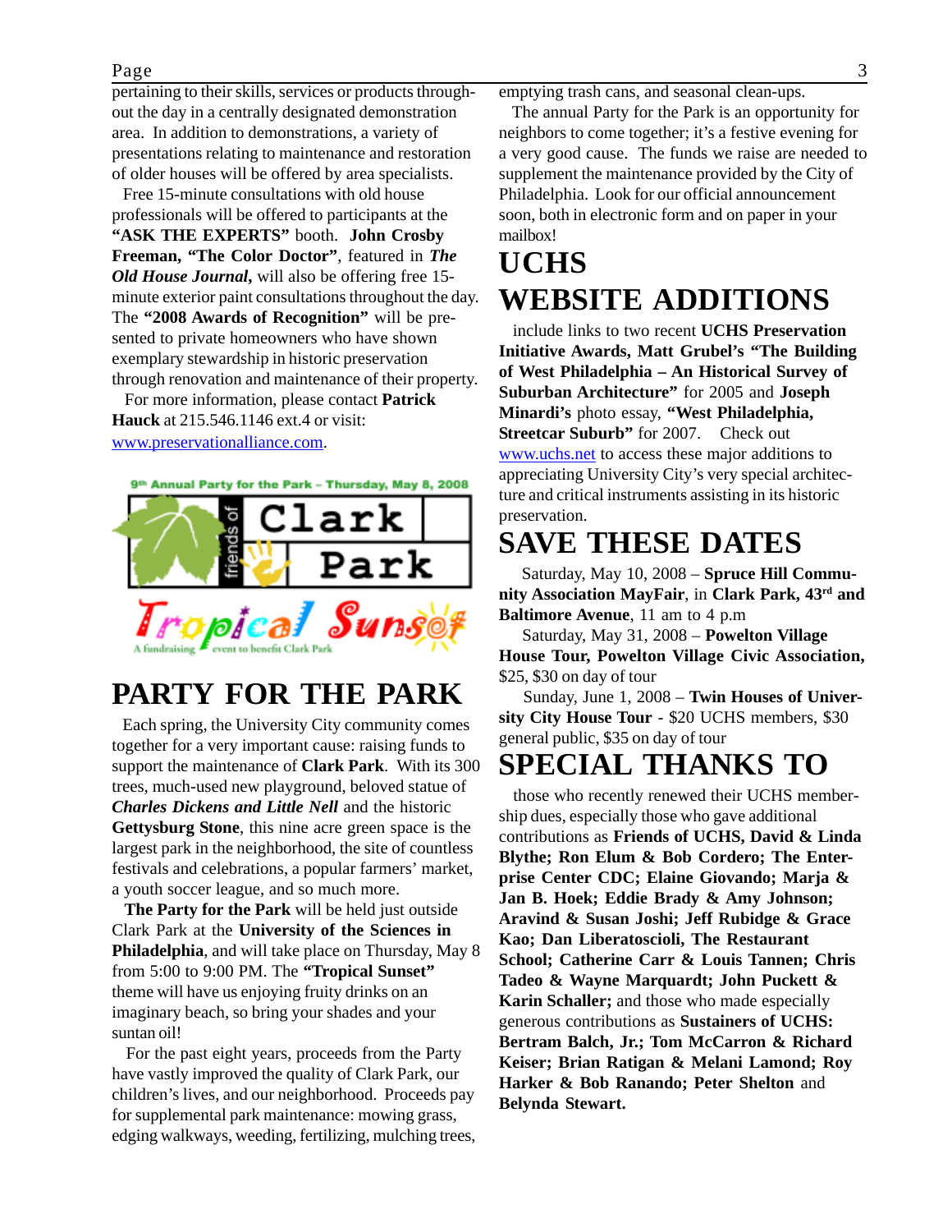pertaining to their skills, services or products throughout the day in a centrally designated demonstration area. In addition to demonstrations, a variety of presentations relating to maintenance and restoration of older houses will be offered by area specialists.

Free 15-minute consultations with old house professionals will be offered to participants at the **"ASK THE EXPERTS"** booth. **John Crosby Freeman, "The Color Doctor"**, featured in ***The Old House Journal***, will also be offering free 15-minute exterior paint consultations throughout the day. The **"2008 Awards of Recognition"** will be presented to private homeowners who have shown exemplary stewardship in historic preservation through renovation and maintenance of their property.

For more information, please contact **Patrick Hauck** at 215.546.1146 ext.4 or visit: www.preservationalliance.com.

9th Annual Party for the Park – Thursday, May 8, 2008

friends of Clark Park

Tropical Sunset

A fundraising event to benefit Clark Park

# PARTY FOR THE PARK

Each spring, the University City community comes together for a very important cause: raising funds to support the maintenance of **Clark Park**. With its 300 trees, much-used new playground, beloved statue of ***Charles Dickens and Little Nell*** and the historic **Gettysburg Stone**, this nine acre green space is the largest park in the neighborhood, the site of countless festivals and celebrations, a popular farmers' market, a youth soccer league, and so much more.

**The Party for the Park** will be held just outside Clark Park at the **University of the Sciences in Philadelphia**, and will take place on Thursday, May 8 from 5:00 to 9:00 PM. The **"Tropical Sunset"** theme will have us enjoying fruity drinks on an imaginary beach, so bring your shades and your suntan oil!

For the past eight years, proceeds from the Party have vastly improved the quality of Clark Park, our children's lives, and our neighborhood. Proceeds pay for supplemental park maintenance: mowing grass, edging walkways, weeding, fertilizing, mulching trees, emptying trash cans, and seasonal clean-ups.

The annual Party for the Park is an opportunity for neighbors to come together; it's a festive evening for a very good cause. The funds we raise are needed to supplement the maintenance provided by the City of Philadelphia. Look for our official announcement soon, both in electronic form and on paper in your mailbox!

# UCHS WEBSITE ADDITIONS

include links to two recent **UCHS Preservation Initiative Awards, Matt Grubel's "The Building of West Philadelphia – An Historical Survey of Suburban Architecture"** for 2005 and **Joseph Minardi's** photo essay, **"West Philadelphia, Streetcar Suburb"** for 2007. Check out www.uchs.net to access these major additions to appreciating University City's very special architecture and critical instruments assisting in its historic preservation.

# SAVE THESE DATES

Saturday, May 10, 2008 – **Spruce Hill Community Association MayFair**, in **Clark Park, 43rd and Baltimore Avenue**, 11 am to 4 p.m

Saturday, May 31, 2008 – **Powelton Village House Tour, Powelton Village Civic Association,** $25, $30 on day of tour

Sunday, June 1, 2008 – **Twin Houses of University City House Tour** - $20 UCHS members, $30 general public, $35 on day of tour

# SPECIAL THANKS TO

those who recently renewed their UCHS membership dues, especially those who gave additional contributions as **Friends of UCHS, David & Linda Blythe; Ron Elum & Bob Cordero; The Enterprise Center CDC; Elaine Giovando; Marja & Jan B. Hoek; Eddie Brady & Amy Johnson; Aravind & Susan Joshi; Jeff Rubidge & Grace Kao; Dan Liberatoscioli, The Restaurant School; Catherine Carr & Louis Tannen; Chris Tadeo & Wayne Marquardt; John Puckett & Karin Schaller;** and those who made especially generous contributions as **Sustainers of UCHS: Bertram Balch, Jr.; Tom McCarron & Richard Keiser; Brian Ratigan & Melani Lamond; Roy Harker & Bob Ranando; Peter Shelton** and **Belynda Stewart.**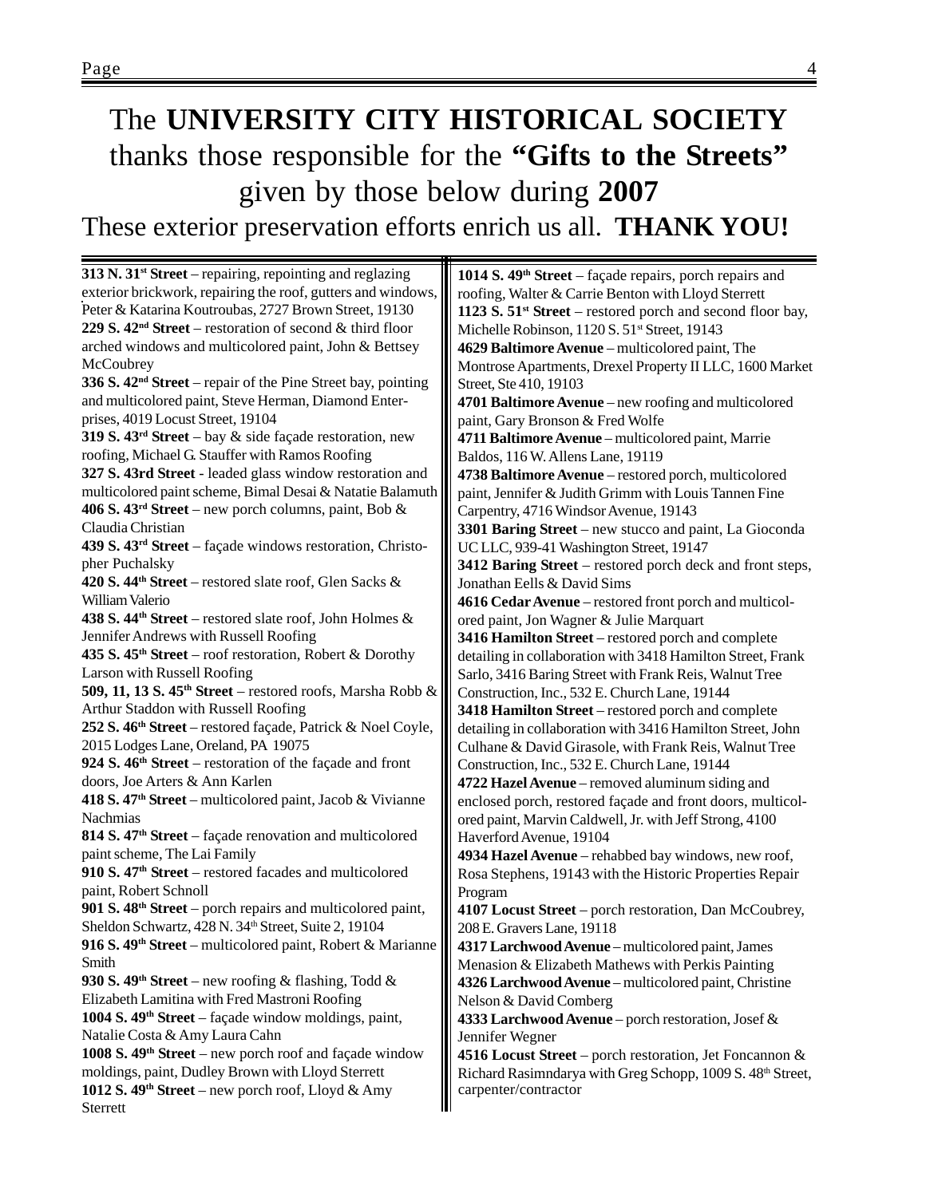# The **UNIVERSITY CITY HISTORICAL SOCIETY** thanks those responsible for the **"Gifts to the Streets"** given by those below during **2007**

These exterior preservation efforts enrich us all. **THANK YOU!**

**313 N. 31st Street** – repairing, repointing and reglazing exterior brickwork, repairing the roof, gutters and windows, Peter & Katarina Koutroubas, 2727 Brown Street, 19130

**229 S. 42nd Street** – restoration of second & third floor arched windows and multicolored paint, John & Bettsey McCoubrey

**336 S. 42nd Street** – repair of the Pine Street bay, pointing and multicolored paint, Steve Herman, Diamond Enterprises, 4019 Locust Street, 19104

**319 S. 43rd Street** – bay & side façade restoration, new roofing, Michael G. Stauffer with Ramos Roofing

**327 S. 43rd Street** - leaded glass window restoration and multicolored paint scheme, Bimal Desai & Natatie Balamuth

**406 S. 43rd Street** – new porch columns, paint, Bob & Claudia Christian

**439 S. 43rd Street** – façade windows restoration, Christopher Puchalsky

**420 S. 44th Street** – restored slate roof, Glen Sacks & William Valerio

**438 S. 44th Street** – restored slate roof, John Holmes & Jennifer Andrews with Russell Roofing

**435 S. 45th Street** – roof restoration, Robert & Dorothy Larson with Russell Roofing

**509, 11, 13 S. 45th Street** – restored roofs, Marsha Robb & Arthur Staddon with Russell Roofing

**252 S. 46th Street** – restored façade, Patrick & Noel Coyle, 2015 Lodges Lane, Oreland, PA 19075

**924 S. 46th Street** – restoration of the façade and front doors, Joe Arters & Ann Karlen

**418 S. 47th Street** – multicolored paint, Jacob & Vivianne Nachmias

**814 S. 47th Street** – façade renovation and multicolored paint scheme, The Lai Family

**910 S. 47th Street** – restored facades and multicolored paint, Robert Schnoll

**901 S. 48th Street** – porch repairs and multicolored paint, Sheldon Schwartz, 428 N. 34th Street, Suite 2, 19104

**916 S. 49th Street** – multicolored paint, Robert & Marianne Smith

**930 S. 49th Street** – new roofing & flashing, Todd & Elizabeth Lamitina with Fred Mastroni Roofing

**1004 S. 49th Street** – façade window moldings, paint, Natalie Costa & Amy Laura Cahn

**1008 S. 49th Street** – new porch roof and façade window moldings, paint, Dudley Brown with Lloyd Sterrett

**1012 S. 49th Street** – new porch roof, Lloyd & Amy Sterrett

**1014 S. 49th Street** – façade repairs, porch repairs and roofing, Walter & Carrie Benton with Lloyd Sterrett

**1123 S. 51st Street** – restored porch and second floor bay, Michelle Robinson, 1120 S. 51st Street, 19143

**4629 Baltimore Avenue** – multicolored paint, The Montrose Apartments, Drexel Property II LLC, 1600 Market Street, Ste 410, 19103

**4701 Baltimore Avenue** – new roofing and multicolored paint, Gary Bronson & Fred Wolfe

**4711 Baltimore Avenue** – multicolored paint, Marrie Baldos, 116 W. Allens Lane, 19119

**4738 Baltimore Avenue** – restored porch, multicolored paint, Jennifer & Judith Grimm with Louis Tannen Fine Carpentry, 4716 Windsor Avenue, 19143

**3301 Baring Street** – new stucco and paint, La Gioconda UC LLC, 939-41 Washington Street, 19147

**3412 Baring Street** – restored porch deck and front steps, Jonathan Eells & David Sims

**4616 Cedar Avenue** – restored front porch and multicolored paint, Jon Wagner & Julie Marquart

**3416 Hamilton Street** – restored porch and complete detailing in collaboration with 3418 Hamilton Street, Frank Sarlo, 3416 Baring Street with Frank Reis, Walnut Tree Construction, Inc., 532 E. Church Lane, 19144

**3418 Hamilton Street** – restored porch and complete detailing in collaboration with 3416 Hamilton Street, John Culhane & David Girasole, with Frank Reis, Walnut Tree Construction, Inc., 532 E. Church Lane, 19144

**4722 Hazel Avenue** – removed aluminum siding and enclosed porch, restored façade and front doors, multicolored paint, Marvin Caldwell, Jr. with Jeff Strong, 4100 Haverford Avenue, 19104

**4934 Hazel Avenue** – rehabbed bay windows, new roof, Rosa Stephens, 19143 with the Historic Properties Repair Program

**4107 Locust Street** – porch restoration, Dan McCoubrey, 208 E. Gravers Lane, 19118

**4317 Larchwood Avenue** – multicolored paint, James Menasion & Elizabeth Mathews with Perkis Painting

**4326 Larchwood Avenue** – multicolored paint, Christine Nelson & David Comberg

**4333 Larchwood Avenue** – porch restoration, Josef & Jennifer Wegner

**4516 Locust Street** – porch restoration, Jet Foncannon & Richard Rasimndarya with Greg Schopp, 1009 S. 48th Street, carpenter/contractor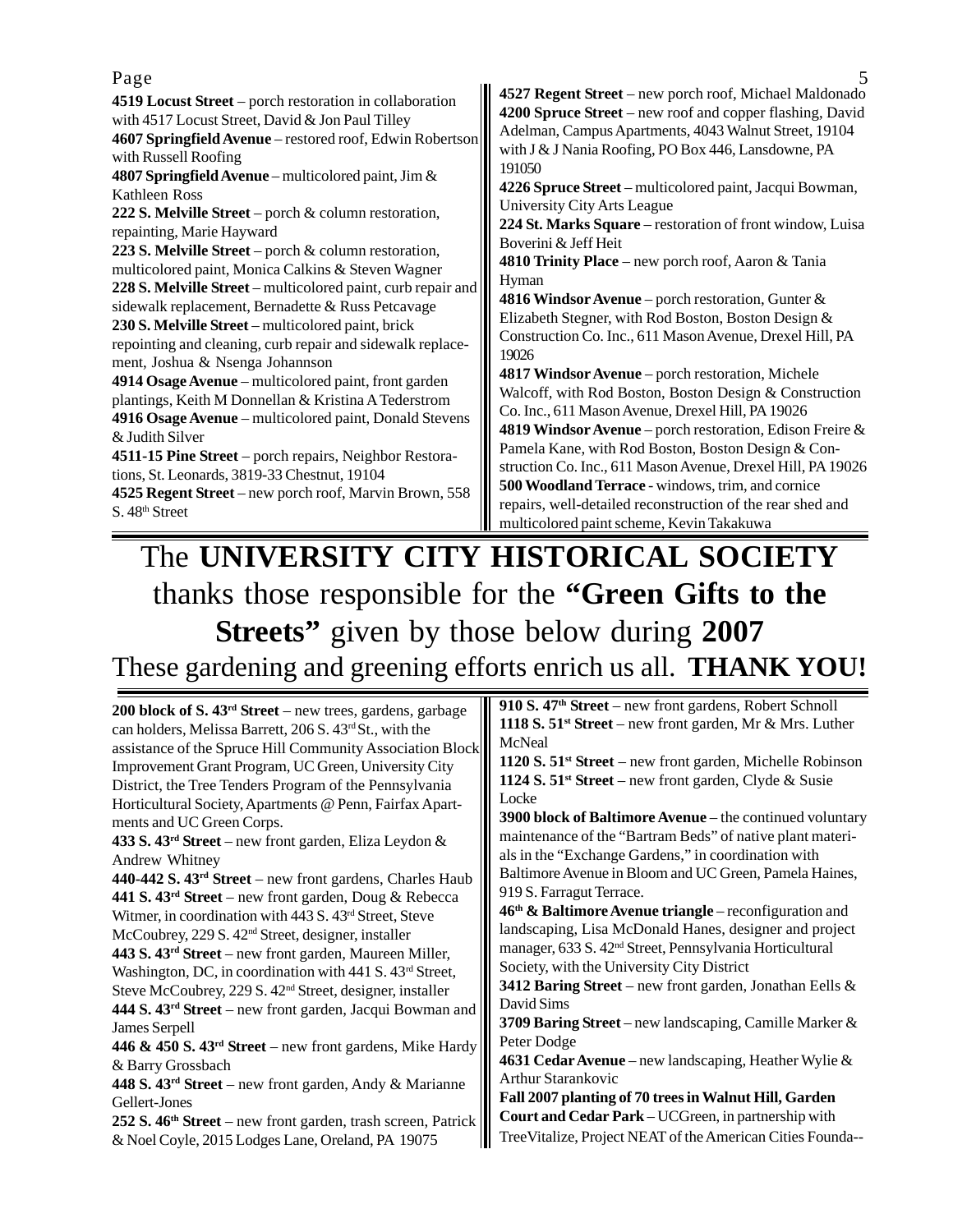**4519 Locust Street** – porch restoration in collaboration with 4517 Locust Street, David & Jon Paul Tilley

**4607 Springfield Avenue** – restored roof, Edwin Robertson with Russell Roofing

**4807 Springfield Avenue** – multicolored paint, Jim & Kathleen Ross

**222 S. Melville Street** – porch & column restoration, repainting, Marie Hayward

**223 S. Melville Street** – porch & column restoration, multicolored paint, Monica Calkins & Steven Wagner

**228 S. Melville Street** – multicolored paint, curb repair and sidewalk replacement, Bernadette & Russ Petcavage

**230 S. Melville Street** – multicolored paint, brick repointing and cleaning, curb repair and sidewalk replacement, Joshua & Nsenga Johannson

**4914 Osage Avenue** – multicolored paint, front garden plantings, Keith M Donnellan & Kristina A Tederstrom

**4916 Osage Avenue** – multicolored paint, Donald Stevens & Judith Silver

**4511-15 Pine Street** – porch repairs, Neighbor Restorations, St. Leonards, 3819-33 Chestnut, 19104

**4525 Regent Street** – new porch roof, Marvin Brown, 558 S. 48th Street

**4527 Regent Street** – new porch roof, Michael Maldonado

**4200 Spruce Street** – new roof and copper flashing, David Adelman, Campus Apartments, 4043 Walnut Street, 19104 with J & J Nania Roofing, PO Box 446, Lansdowne, PA 191050

**4226 Spruce Street** – multicolored paint, Jacqui Bowman, University City Arts League

**224 St. Marks Square** – restoration of front window, Luisa Boverini & Jeff Heit

**4810 Trinity Place** – new porch roof, Aaron & Tania Hyman

**4816 Windsor Avenue** – porch restoration, Gunter & Elizabeth Stegner, with Rod Boston, Boston Design & Construction Co. Inc., 611 Mason Avenue, Drexel Hill, PA 19026

**4817 Windsor Avenue** – porch restoration, Michele Walcoff, with Rod Boston, Boston Design & Construction Co. Inc., 611 Mason Avenue, Drexel Hill, PA 19026

**4819 Windsor Avenue** – porch restoration, Edison Freire & Pamela Kane, with Rod Boston, Boston Design & Construction Co. Inc., 611 Mason Avenue, Drexel Hill, PA 19026

**500 Woodland Terrace** - windows, trim, and cornice repairs, well-detailed reconstruction of the rear shed and multicolored paint scheme, Kevin Takakuwa

---

# The **UNIVERSITY CITY HISTORICAL SOCIETY** thanks those responsible for the **"Green Gifts to the Streets"** given by those below during **2007**

## These gardening and greening efforts enrich us all. **THANK YOU!**

---

**200 block of S. 43rd Street** – new trees, gardens, garbage can holders, Melissa Barrett, 206 S. 43rd St., with the assistance of the Spruce Hill Community Association Block Improvement Grant Program, UC Green, University City District, the Tree Tenders Program of the Pennsylvania Horticultural Society, Apartments @ Penn, Fairfax Apartments and UC Green Corps.

**433 S. 43rd Street** – new front garden, Eliza Leydon & Andrew Whitney

**440-442 S. 43rd Street** – new front gardens, Charles Haub

**441 S. 43rd Street** – new front garden, Doug & Rebecca Witmer, in coordination with 443 S. 43rd Street, Steve McCoubrey, 229 S. 42nd Street, designer, installer

**443 S. 43rd Street** – new front garden, Maureen Miller, Washington, DC, in coordination with 441 S. 43rd Street, Steve McCoubrey, 229 S. 42nd Street, designer, installer

**444 S. 43rd Street** – new front garden, Jacqui Bowman and James Serpell

**446 & 450 S. 43rd Street** – new front gardens, Mike Hardy & Barry Grossbach

**448 S. 43rd Street** – new front garden, Andy & Marianne Gellert-Jones

**252 S. 46th Street** – new front garden, trash screen, Patrick & Noel Coyle, 2015 Lodges Lane, Oreland, PA 19075

**910 S. 47th Street** – new front gardens, Robert Schnoll

**1118 S. 51st Street** – new front garden, Mr & Mrs. Luther McNeal

**1120 S. 51st Street** – new front garden, Michelle Robinson

**1124 S. 51st Street** – new front garden, Clyde & Susie Locke

**3900 block of Baltimore Avenue** – the continued voluntary maintenance of the "Bartram Beds" of native plant materials in the "Exchange Gardens," in coordination with Baltimore Avenue in Bloom and UC Green, Pamela Haines, 919 S. Farragut Terrace.

**46th & Baltimore Avenue triangle** – reconfiguration and landscaping, Lisa McDonald Hanes, designer and project manager, 633 S. 42nd Street, Pennsylvania Horticultural Society, with the University City District

**3412 Baring Street** – new front garden, Jonathan Eells & David Sims

**3709 Baring Street** – new landscaping, Camille Marker & Peter Dodge

**4631 Cedar Avenue** – new landscaping, Heather Wylie & Arthur Starankovic

**Fall 2007 planting of 70 trees in Walnut Hill, Garden Court and Cedar Park** – UCGreen, in partnership with TreeVitalize, Project NEAT of the American Cities Founda--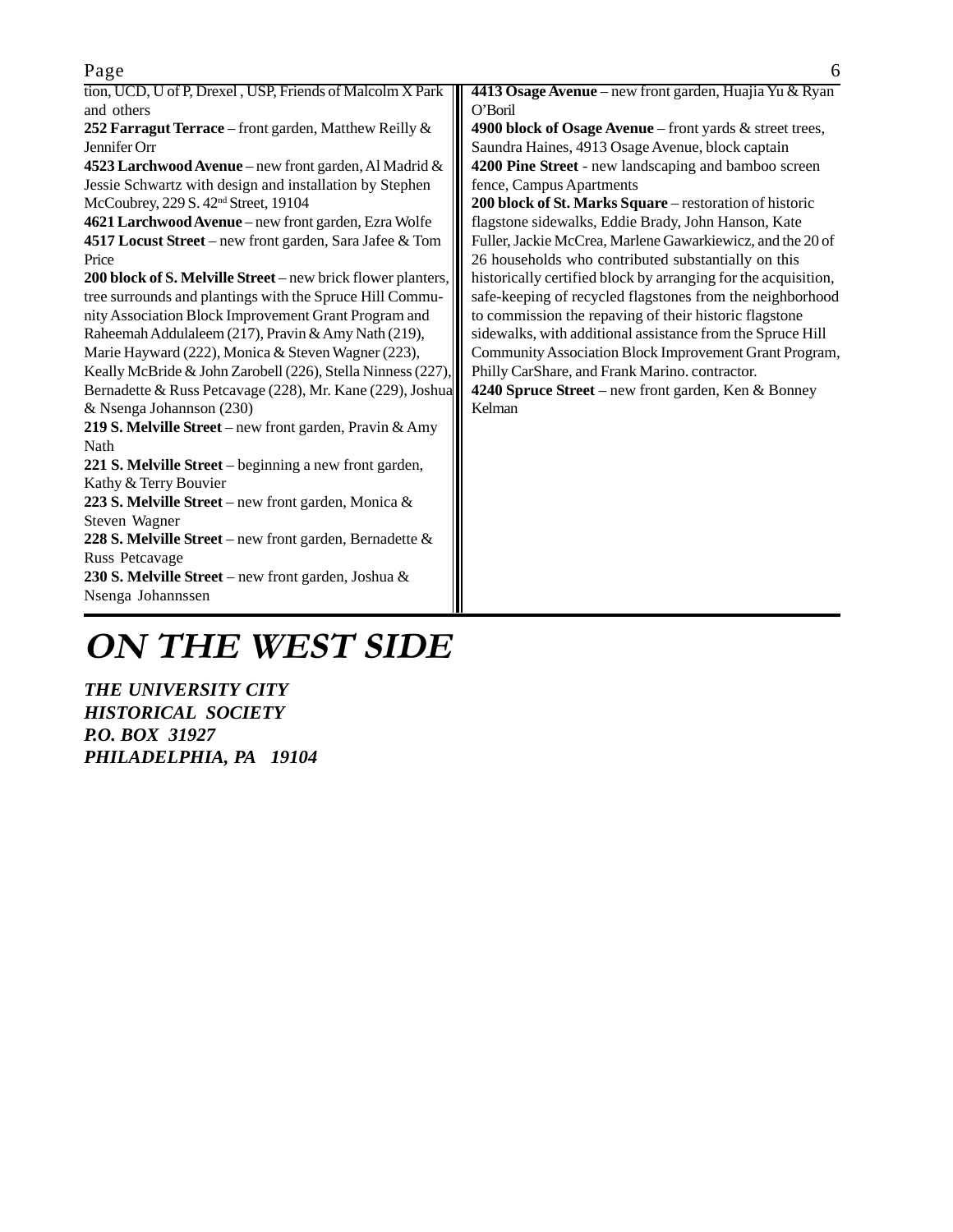tion, UCD, U of P, Drexel , USP, Friends of Malcolm X Park and others

**252 Farragut Terrace** – front garden, Matthew Reilly & Jennifer Orr

**4523 Larchwood Avenue** – new front garden, Al Madrid & Jessie Schwartz with design and installation by Stephen McCoubrey, 229 S. 42nd Street, 19104

**4621 Larchwood Avenue** – new front garden, Ezra Wolfe

**4517 Locust Street** – new front garden, Sara Jafee & Tom Price

**200 block of S. Melville Street** – new brick flower planters, tree surrounds and plantings with the Spruce Hill Community Association Block Improvement Grant Program and Raheemah Addulaleem (217), Pravin & Amy Nath (219), Marie Hayward (222), Monica & Steven Wagner (223), Keally McBride & John Zarobell (226), Stella Ninness (227), Bernadette & Russ Petcavage (228), Mr. Kane (229), Joshua & Nsenga Johannson (230)

**219 S. Melville Street** – new front garden, Pravin & Amy Nath

**221 S. Melville Street** – beginning a new front garden, Kathy & Terry Bouvier

**223 S. Melville Street** – new front garden, Monica & Steven Wagner

**228 S. Melville Street** – new front garden, Bernadette & Russ Petcavage

**230 S. Melville Street** – new front garden, Joshua & Nsenga Johannssen

**4413 Osage Avenue** – new front garden, Huajia Yu & Ryan O'Boril

**4900 block of Osage Avenue** – front yards & street trees, Saundra Haines, 4913 Osage Avenue, block captain

**4200 Pine Street** - new landscaping and bamboo screen fence, Campus Apartments

**200 block of St. Marks Square** – restoration of historic flagstone sidewalks, Eddie Brady, John Hanson, Kate Fuller, Jackie McCrea, Marlene Gawarkiewicz, and the 20 of 26 households who contributed substantially on this historically certified block by arranging for the acquisition, safe-keeping of recycled flagstones from the neighborhood to commission the repaving of their historic flagstone sidewalks, with additional assistance from the Spruce Hill Community Association Block Improvement Grant Program, Philly CarShare, and Frank Marino. contractor.

**4240 Spruce Street** – new front garden, Ken & Bonney Kelman

# ON THE WEST SIDE

***THE UNIVERSITY CITY HISTORICAL SOCIETY***
***P.O. BOX 31927***
***PHILADELPHIA, PA 19104***